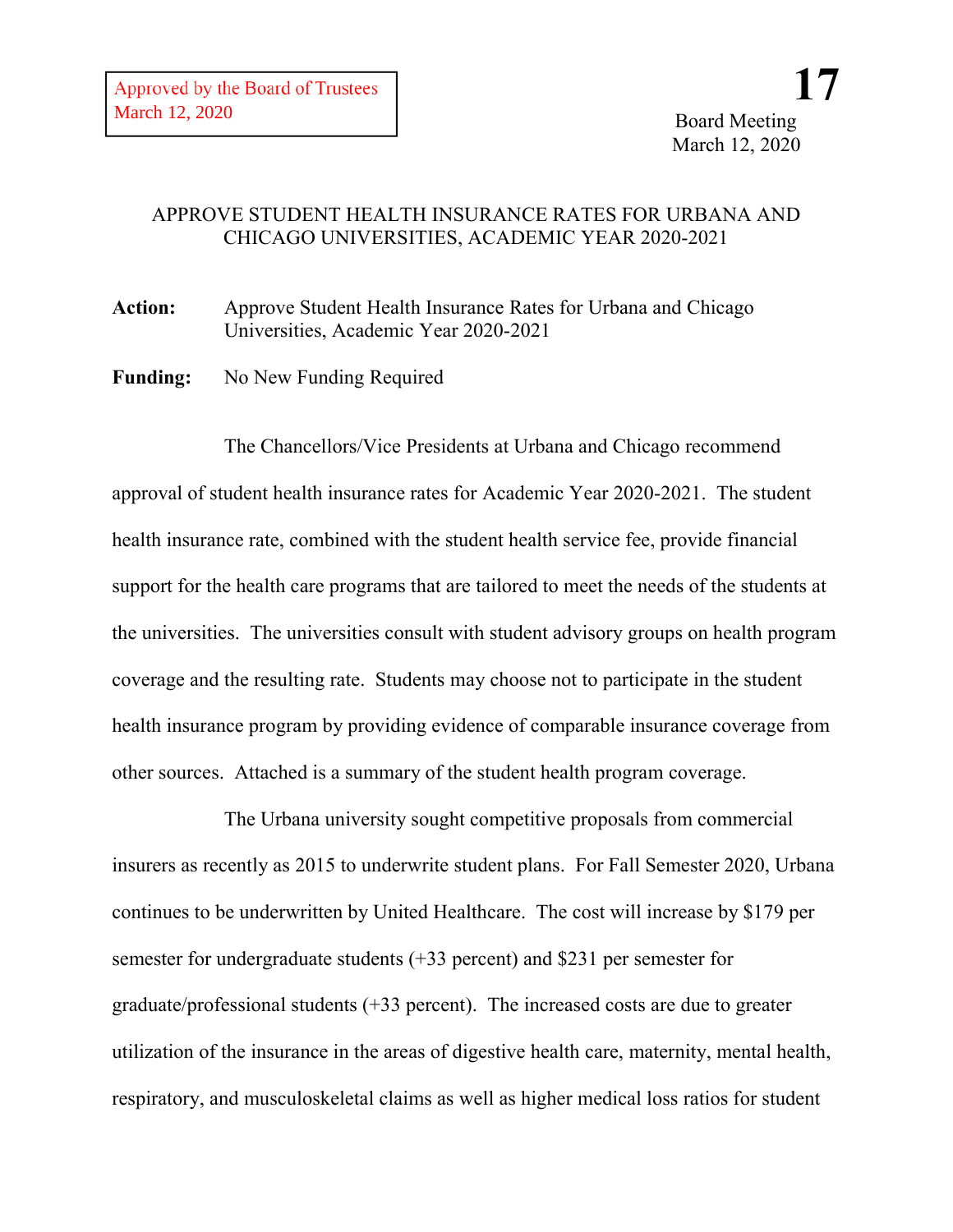Approved by the Board of Trustees
March 12, 2020

**17**

Board Meeting
March 12, 2020

## APPROVE STUDENT HEALTH INSURANCE RATES FOR URBANA AND CHICAGO UNIVERSITIES, ACADEMIC YEAR 2020-2021

**Action:** Approve Student Health Insurance Rates for Urbana and Chicago Universities, Academic Year 2020-2021

**Funding:** No New Funding Required

The Chancellors/Vice Presidents at Urbana and Chicago recommend approval of student health insurance rates for Academic Year 2020-2021. The student health insurance rate, combined with the student health service fee, provide financial support for the health care programs that are tailored to meet the needs of the students at the universities. The universities consult with student advisory groups on health program coverage and the resulting rate. Students may choose not to participate in the student health insurance program by providing evidence of comparable insurance coverage from other sources. Attached is a summary of the student health program coverage.

The Urbana university sought competitive proposals from commercial insurers as recently as 2015 to underwrite student plans. For Fall Semester 2020, Urbana continues to be underwritten by United Healthcare. The cost will increase by $179 per semester for undergraduate students (+33 percent) and $231 per semester for graduate/professional students (+33 percent). The increased costs are due to greater utilization of the insurance in the areas of digestive health care, maternity, mental health, respiratory, and musculoskeletal claims as well as higher medical loss ratios for student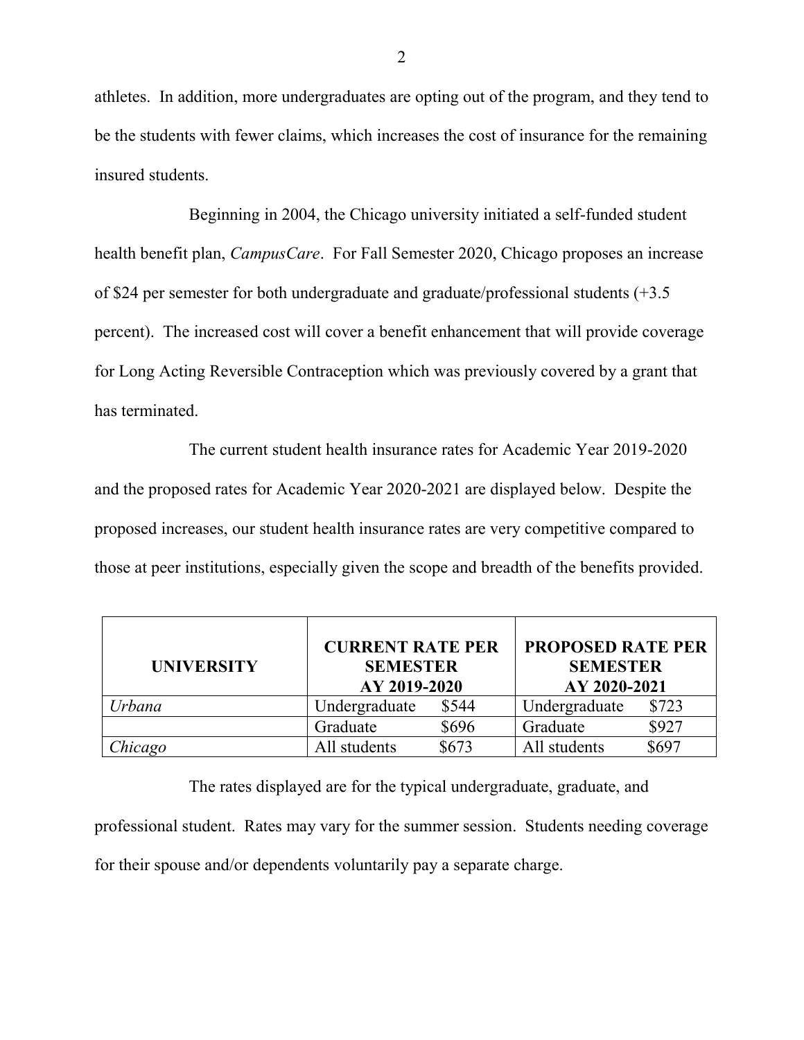athletes. In addition, more undergraduates are opting out of the program, and they tend to be the students with fewer claims, which increases the cost of insurance for the remaining insured students.

Beginning in 2004, the Chicago university initiated a self-funded student health benefit plan, *CampusCare*. For Fall Semester 2020, Chicago proposes an increase of $24 per semester for both undergraduate and graduate/professional students (+3.5 percent). The increased cost will cover a benefit enhancement that will provide coverage for Long Acting Reversible Contraception which was previously covered by a grant that has terminated.

The current student health insurance rates for Academic Year 2019-2020 and the proposed rates for Academic Year 2020-2021 are displayed below. Despite the proposed increases, our student health insurance rates are very competitive compared to those at peer institutions, especially given the scope and breadth of the benefits provided.

| **UNIVERSITY** | **CURRENT RATE PER SEMESTER AY 2019-2020** | | **PROPOSED RATE PER SEMESTER AY 2020-2021** | |
|---|---|---|---|---|
| *Urbana* | Undergraduate | $544 | Undergraduate | $723 |
| | Graduate | $696 | Graduate | $927 |
| *Chicago* | All students | $673 | All students | $697 |

The rates displayed are for the typical undergraduate, graduate, and professional student. Rates may vary for the summer session. Students needing coverage for their spouse and/or dependents voluntarily pay a separate charge.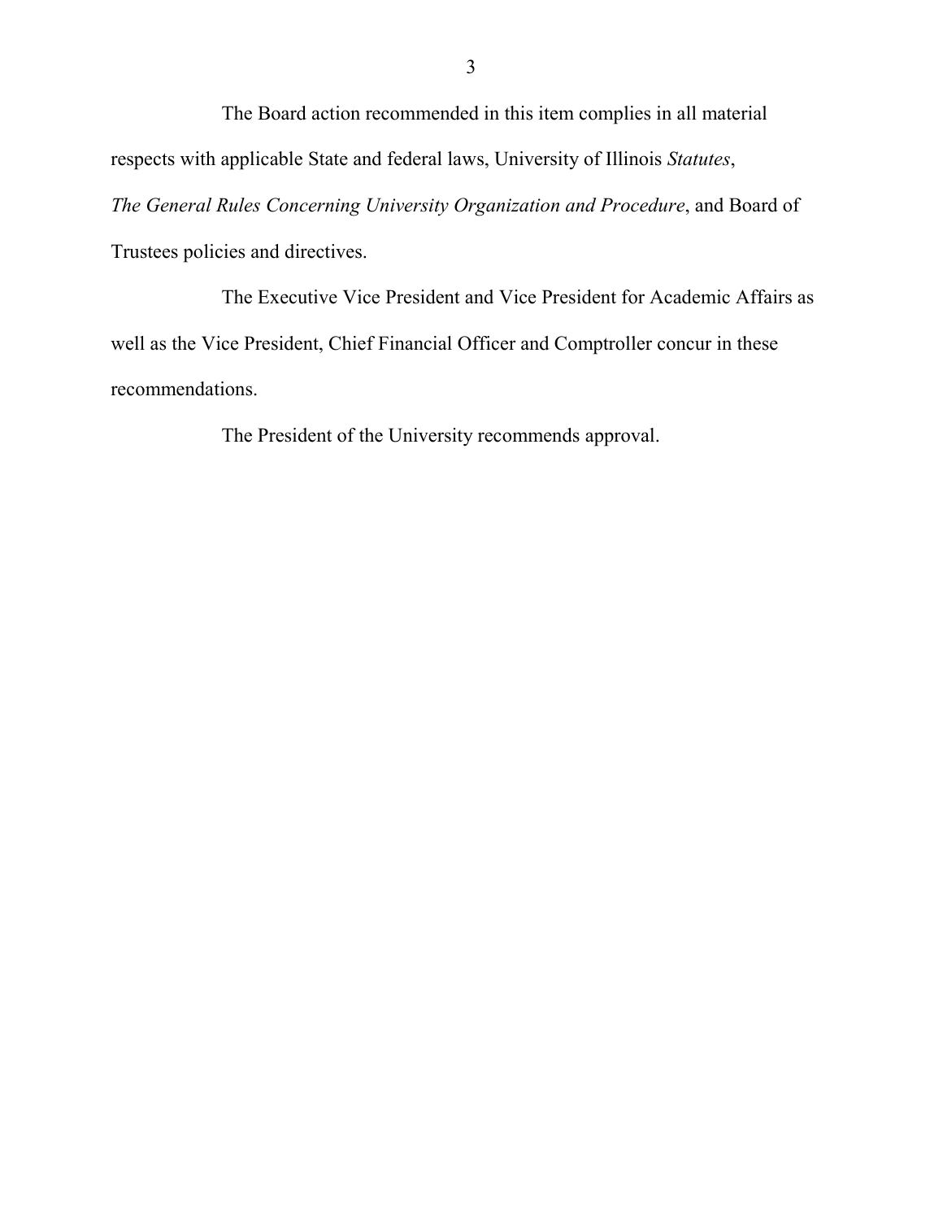The Board action recommended in this item complies in all material respects with applicable State and federal laws, University of Illinois *Statutes*, *The General Rules Concerning University Organization and Procedure*, and Board of Trustees policies and directives.

The Executive Vice President and Vice President for Academic Affairs as well as the Vice President, Chief Financial Officer and Comptroller concur in these recommendations.

The President of the University recommends approval.